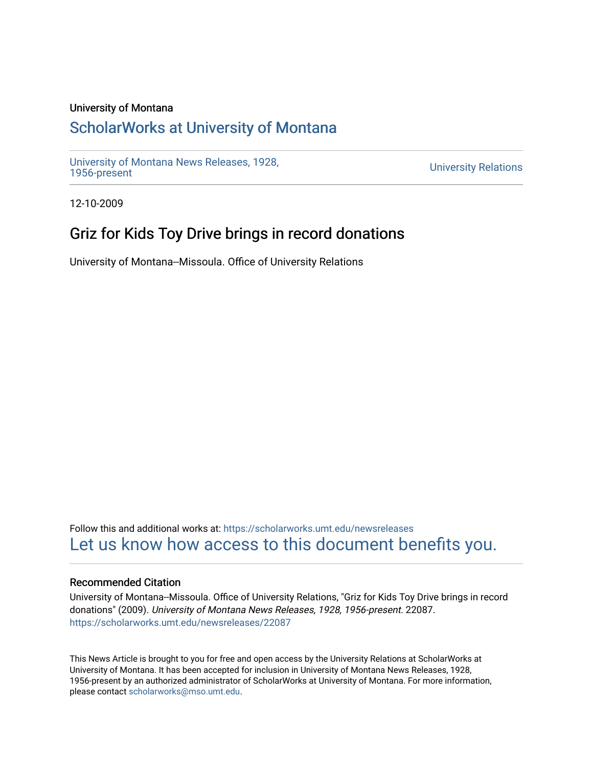University of Montana

# ScholarWorks at University of Montana

University of Montana News Releases, 1928, 1956-present

University Relations

12-10-2009

## Griz for Kids Toy Drive brings in record donations

University of Montana--Missoula. Office of University Relations

Follow this and additional works at: https://scholarworks.umt.edu/newsreleases

Let us know how access to this document benefits you.

### Recommended Citation

University of Montana--Missoula. Office of University Relations, "Griz for Kids Toy Drive brings in record donations" (2009). *University of Montana News Releases, 1928, 1956-present*. 22087.
https://scholarworks.umt.edu/newsreleases/22087

This News Article is brought to you for free and open access by the University Relations at ScholarWorks at University of Montana. It has been accepted for inclusion in University of Montana News Releases, 1928, 1956-present by an authorized administrator of ScholarWorks at University of Montana. For more information, please contact scholarworks@mso.umt.edu.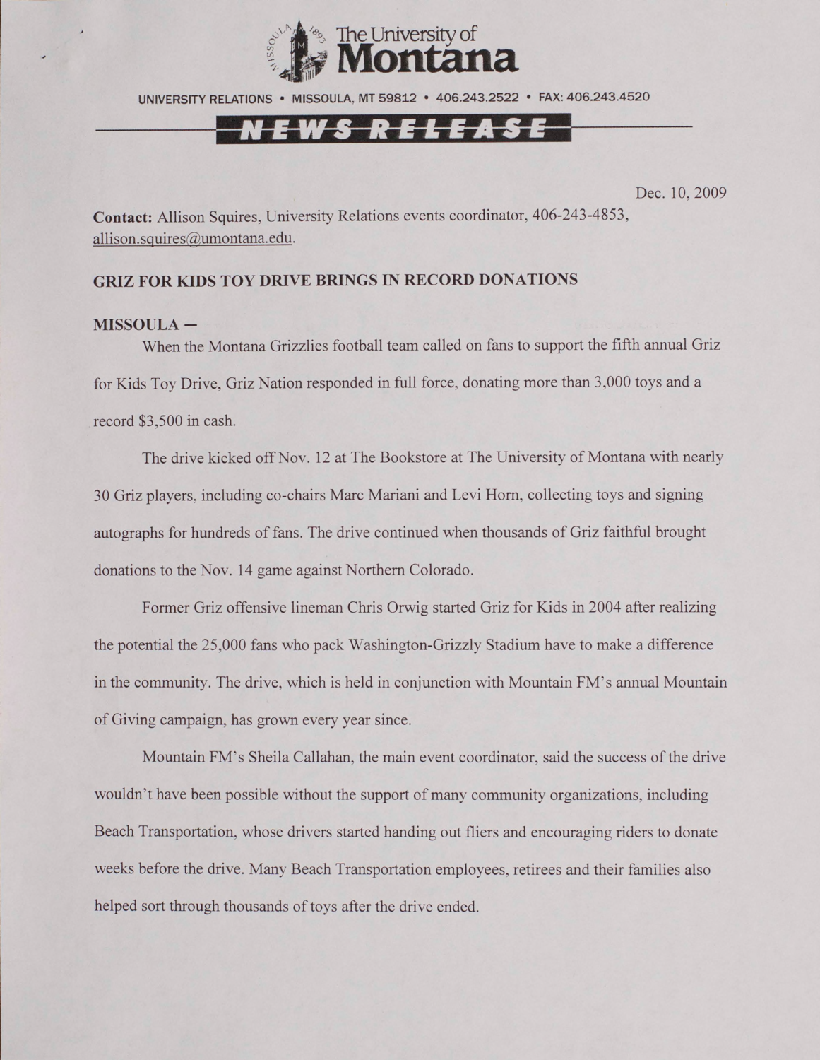The University of Montana

UNIVERSITY RELATIONS • MISSOULA, MT 59812 • 406.243.2522 • FAX: 406.243.4520

**NEWS RELEASE**

Dec. 10, 2009

**Contact:** Allison Squires, University Relations events coordinator, 406-243-4853, allison.squires@umontana.edu.

## GRIZ FOR KIDS TOY DRIVE BRINGS IN RECORD DONATIONS

**MISSOULA –**

When the Montana Grizzlies football team called on fans to support the fifth annual Griz for Kids Toy Drive, Griz Nation responded in full force, donating more than 3,000 toys and a record $3,500 in cash.

The drive kicked off Nov. 12 at The Bookstore at The University of Montana with nearly 30 Griz players, including co-chairs Marc Mariani and Levi Horn, collecting toys and signing autographs for hundreds of fans. The drive continued when thousands of Griz faithful brought donations to the Nov. 14 game against Northern Colorado.

Former Griz offensive lineman Chris Orwig started Griz for Kids in 2004 after realizing the potential the 25,000 fans who pack Washington-Grizzly Stadium have to make a difference in the community. The drive, which is held in conjunction with Mountain FM's annual Mountain of Giving campaign, has grown every year since.

Mountain FM's Sheila Callahan, the main event coordinator, said the success of the drive wouldn't have been possible without the support of many community organizations, including Beach Transportation, whose drivers started handing out fliers and encouraging riders to donate weeks before the drive. Many Beach Transportation employees, retirees and their families also helped sort through thousands of toys after the drive ended.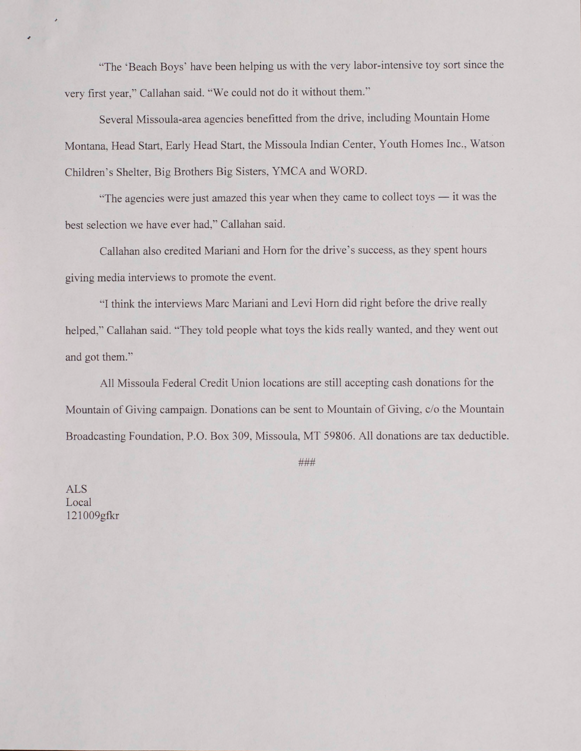"The 'Beach Boys' have been helping us with the very labor-intensive toy sort since the very first year," Callahan said. "We could not do it without them."

Several Missoula-area agencies benefitted from the drive, including Mountain Home Montana, Head Start, Early Head Start, the Missoula Indian Center, Youth Homes Inc., Watson Children's Shelter, Big Brothers Big Sisters, YMCA and WORD.

"The agencies were just amazed this year when they came to collect toys — it was the best selection we have ever had," Callahan said.

Callahan also credited Mariani and Horn for the drive's success, as they spent hours giving media interviews to promote the event.

"I think the interviews Marc Mariani and Levi Horn did right before the drive really helped," Callahan said. "They told people what toys the kids really wanted, and they went out and got them."

All Missoula Federal Credit Union locations are still accepting cash donations for the Mountain of Giving campaign. Donations can be sent to Mountain of Giving, c/o the Mountain Broadcasting Foundation, P.O. Box 309, Missoula, MT 59806. All donations are tax deductible.

###

ALS
Local
121009gfkr